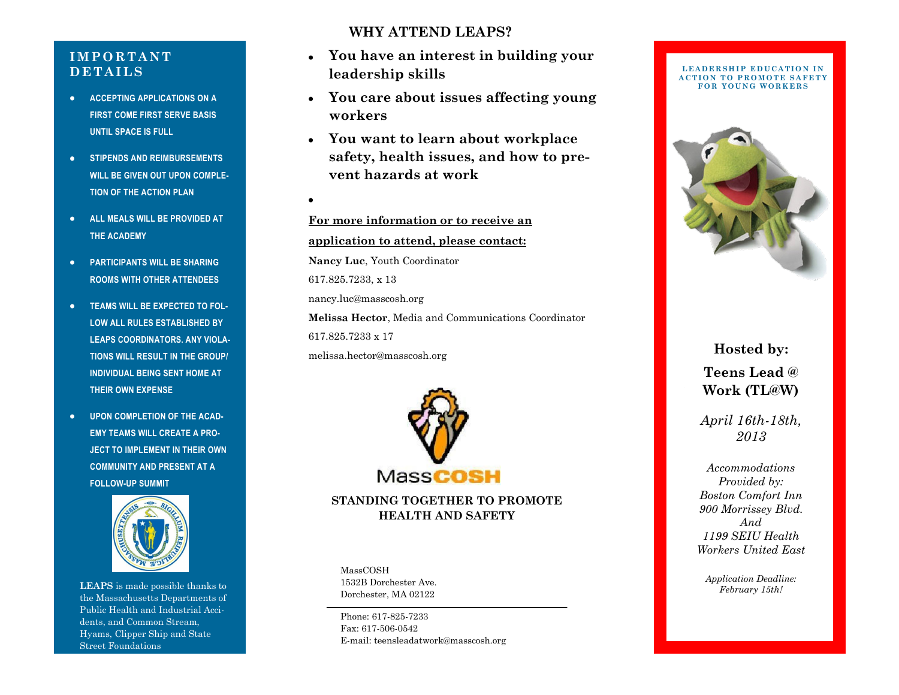## IMPORTANT DETAILS

- ACCEPTING APPLICATIONS ON A FIRST COME FIRST SERVE BASIS UNTIL SPACE IS FULL
- STIPENDS AND REIMBURSEMENTS WILL BE GIVEN OUT UPON COMPLETION OF THE ACTION PLAN
- ALL MEALS WILL BE PROVIDED AT THE ACADEMY
- PARTICIPANTS WILL BE SHARING ROOMS WITH OTHER ATTENDEES
- TEAMS WILL BE EXPECTED TO FOLLOW ALL RULES ESTABLISHED BY LEAPS COORDINATORS. ANY VIOLATIONS WILL RESULT IN THE GROUP/ INDIVIDUAL BEING SENT HOME AT THEIR OWN EXPENSE
- UPON COMPLETION OF THE ACADEMY TEAMS WILL CREATE A PROJECT TO IMPLEMENT IN THEIR OWN COMMUNITY AND PRESENT AT A FOLLOW-UP SUMMIT

**LEAPS** is made possible thanks to the Massachusetts Departments of Public Health and Industrial Accidents, and Common Stream, Hyams, Clipper Ship and State Street Foundations

## WHY ATTEND LEAPS?

- **You have an interest in building your leadership skills**
- **You care about issues affecting young workers**
- **You want to learn about workplace safety, health issues, and how to prevent hazards at work**

**For more information or to receive an application to attend, please contact:**

**Nancy Luc**, Youth Coordinator
617.825.7233, x 13
nancy.luc@masscosh.org

**Melissa Hector**, Media and Communications Coordinator
617.825.7233 x 17
melissa.hector@masscosh.org

MassCOSH

**STANDING TOGETHER TO PROMOTE HEALTH AND SAFETY**

MassCOSH
1532B Dorchester Ave.
Dorchester, MA 02122

Phone: 617-825-7233
Fax: 617-506-0542
E-mail: teensleadatwork@masscosh.org

LEADERSHIP EDUCATION IN ACTION TO PROMOTE SAFETY FOR YOUNG WORKERS

**Hosted by:**

**Teens Lead @ Work (TL@W)**

*April 16th-18th, 2013*

*Accommodations Provided by:*
*Boston Comfort Inn*
*900 Morrissey Blvd.*
*And*
*1199 SEIU Health Workers United East*

*Application Deadline: February 15th!*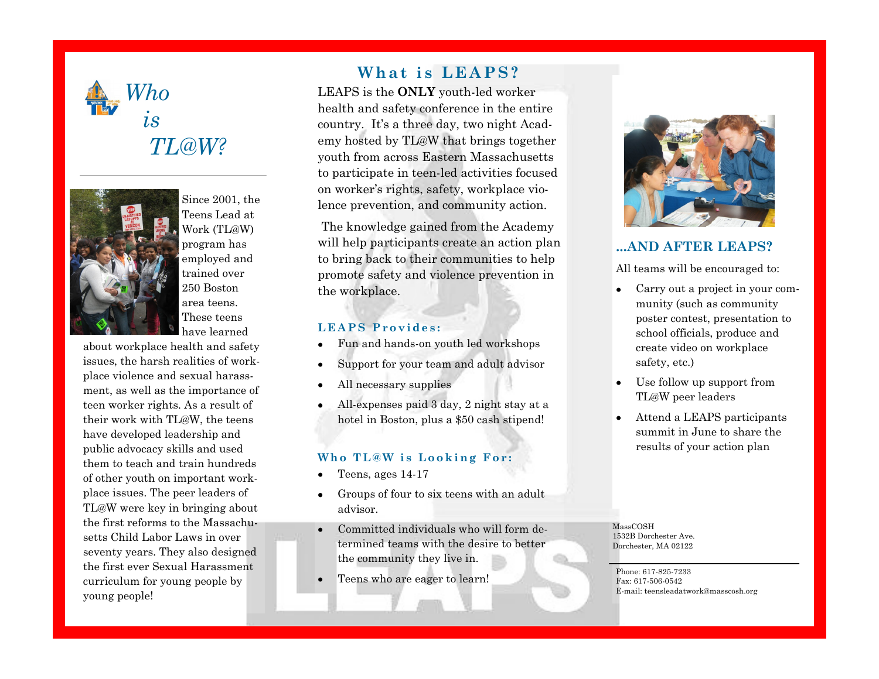# Who is TL@W?

Since 2001, the Teens Lead at Work (TL@W) program has employed and trained over 250 Boston area teens. These teens have learned about workplace health and safety issues, the harsh realities of workplace violence and sexual harassment, as well as the importance of teen worker rights. As a result of their work with TL@W, the teens have developed leadership and public advocacy skills and used them to teach and train hundreds of other youth on important workplace issues. The peer leaders of TL@W were key in bringing about the first reforms to the Massachusetts Child Labor Laws in over seventy years. They also designed the first ever Sexual Harassment curriculum for young people by young people!

## What is LEAPS?

LEAPS is the **ONLY** youth-led worker health and safety conference in the entire country. It's a three day, two night Academy hosted by TL@W that brings together youth from across Eastern Massachusetts to participate in teen-led activities focused on worker's rights, safety, workplace violence prevention, and community action.

The knowledge gained from the Academy will help participants create an action plan to bring back to their communities to help promote safety and violence prevention in the workplace.

### LEAPS Provides:

- Fun and hands-on youth led workshops
- Support for your team and adult advisor
- All necessary supplies
- All-expenses paid 3 day, 2 night stay at a hotel in Boston, plus a $50 cash stipend!

### Who TL@W is Looking For:

- Teens, ages 14-17
- Groups of four to six teens with an adult advisor.
- Committed individuals who will form determined teams with the desire to better the community they live in.
- Teens who are eager to learn!

## ...AND AFTER LEAPS?

All teams will be encouraged to:

- Carry out a project in your community (such as community poster contest, presentation to school officials, produce and create video on workplace safety, etc.)
- Use follow up support from TL@W peer leaders
- Attend a LEAPS participants summit in June to share the results of your action plan

MassCOSH
1532B Dorchester Ave.
Dorchester, MA 02122

Phone: 617-825-7233
Fax: 617-506-0542
E-mail: teensleadatwork@masscosh.org